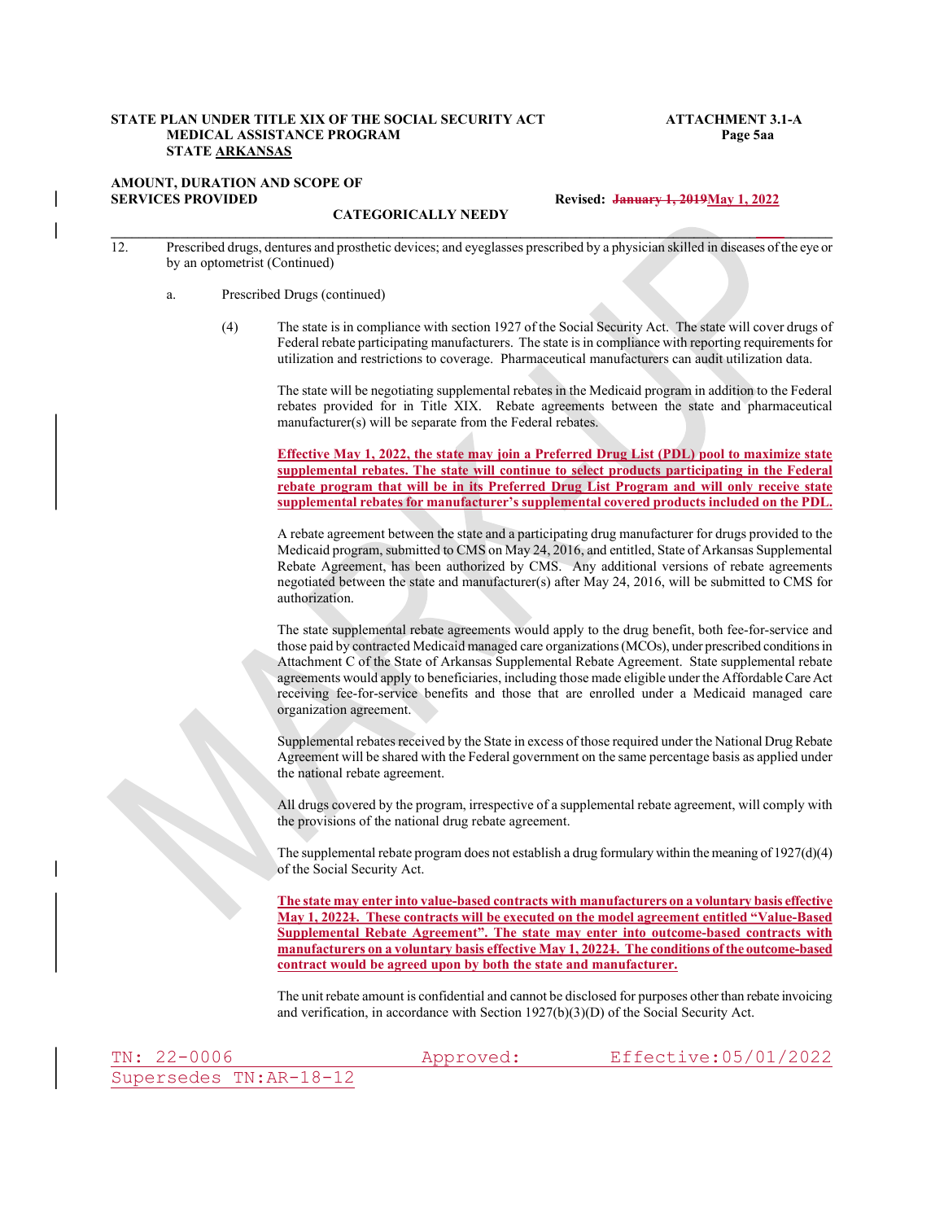**STATE PLAN UNDER TITLE XIX OF THE SOCIAL SECURITY ACT** **ATTACHMENT 3.1-A**
**MEDICAL ASSISTANCE PROGRAM** **Page 5aa**
**STATE ARKANSAS**

**AMOUNT, DURATION AND SCOPE OF SERVICES PROVIDED** **Revised: ~~January 1, 2019~~May 1, 2022**

**CATEGORICALLY NEEDY**

12. Prescribed drugs, dentures and prosthetic devices; and eyeglasses prescribed by a physician skilled in diseases of the eye or by an optometrist (Continued)

a. Prescribed Drugs (continued)

(4) The state is in compliance with section 1927 of the Social Security Act. The state will cover drugs of Federal rebate participating manufacturers. The state is in compliance with reporting requirements for utilization and restrictions to coverage. Pharmaceutical manufacturers can audit utilization data.

The state will be negotiating supplemental rebates in the Medicaid program in addition to the Federal rebates provided for in Title XIX. Rebate agreements between the state and pharmaceutical manufacturer(s) will be separate from the Federal rebates.

**Effective May 1, 2022, the state may join a Preferred Drug List (PDL) pool to maximize state supplemental rebates. The state will continue to select products participating in the Federal rebate program that will be in its Preferred Drug List Program and will only receive state supplemental rebates for manufacturer's supplemental covered products included on the PDL.**

A rebate agreement between the state and a participating drug manufacturer for drugs provided to the Medicaid program, submitted to CMS on May 24, 2016, and entitled, State of Arkansas Supplemental Rebate Agreement, has been authorized by CMS. Any additional versions of rebate agreements negotiated between the state and manufacturer(s) after May 24, 2016, will be submitted to CMS for authorization.

The state supplemental rebate agreements would apply to the drug benefit, both fee-for-service and those paid by contracted Medicaid managed care organizations (MCOs), under prescribed conditions in Attachment C of the State of Arkansas Supplemental Rebate Agreement. State supplemental rebate agreements would apply to beneficiaries, including those made eligible under the Affordable Care Act receiving fee-for-service benefits and those that are enrolled under a Medicaid managed care organization agreement.

Supplemental rebates received by the State in excess of those required under the National Drug Rebate Agreement will be shared with the Federal government on the same percentage basis as applied under the national rebate agreement.

All drugs covered by the program, irrespective of a supplemental rebate agreement, will comply with the provisions of the national drug rebate agreement.

The supplemental rebate program does not establish a drug formulary within the meaning of 1927(d)(4) of the Social Security Act.

**The state may enter into value-based contracts with manufacturers on a voluntary basis effective May 1, 2022~~1~~. These contracts will be executed on the model agreement entitled "Value-Based Supplemental Rebate Agreement". The state may enter into outcome-based contracts with manufacturers on a voluntary basis effective May 1, 2022~~1~~. The conditions of the outcome-based contract would be agreed upon by both the state and manufacturer.**

The unit rebate amount is confidential and cannot be disclosed for purposes other than rebate invoicing and verification, in accordance with Section 1927(b)(3)(D) of the Social Security Act.

TN: 22-0006 Approved: Effective: 05/01/2022
Supersedes TN: AR-18-12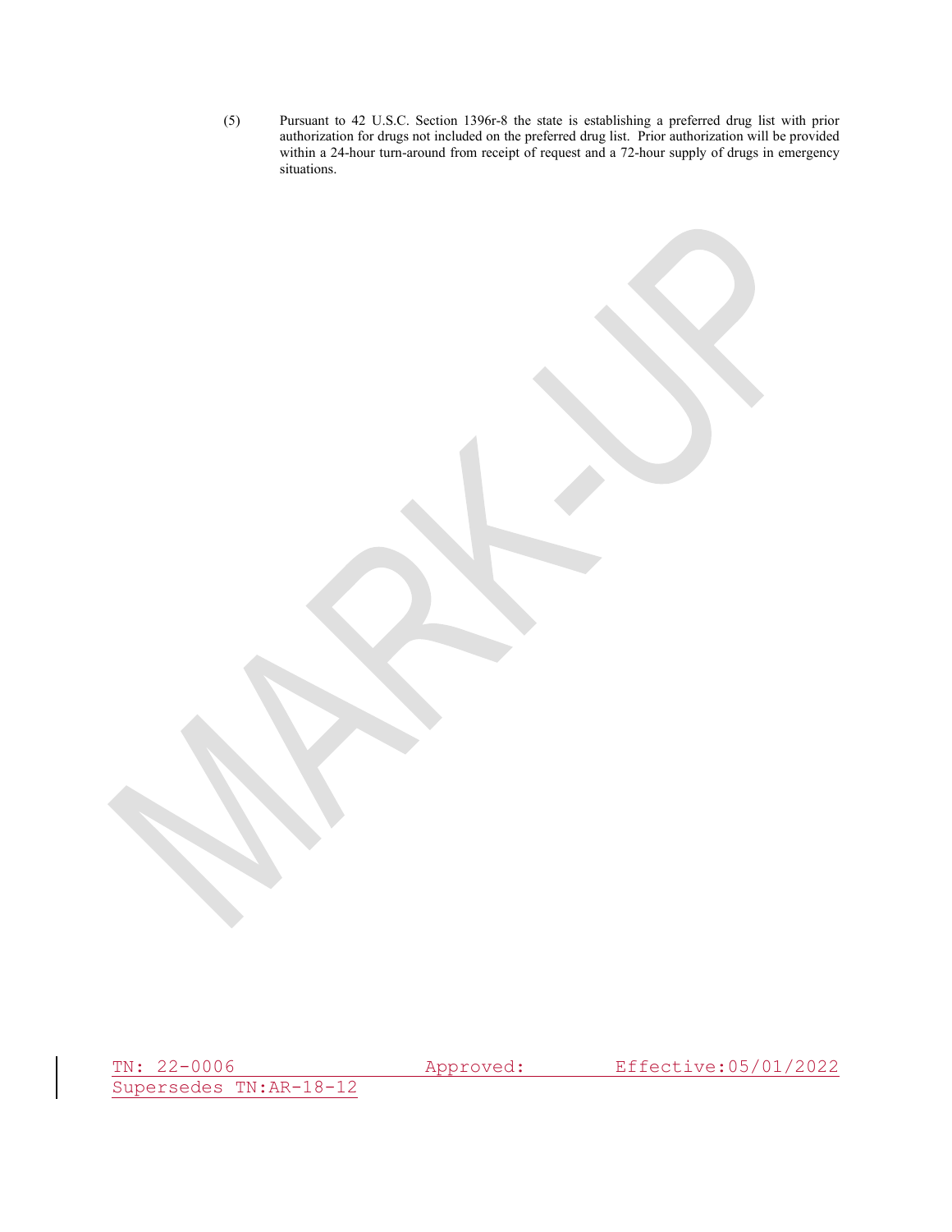(5) Pursuant to 42 U.S.C. Section 1396r-8 the state is establishing a preferred drug list with prior authorization for drugs not included on the preferred drug list. Prior authorization will be provided within a 24-hour turn-around from receipt of request and a 72-hour supply of drugs in emergency situations.

TN: 22-0006 Approved: Effective:05/01/2022
Supersedes TN:AR-18-12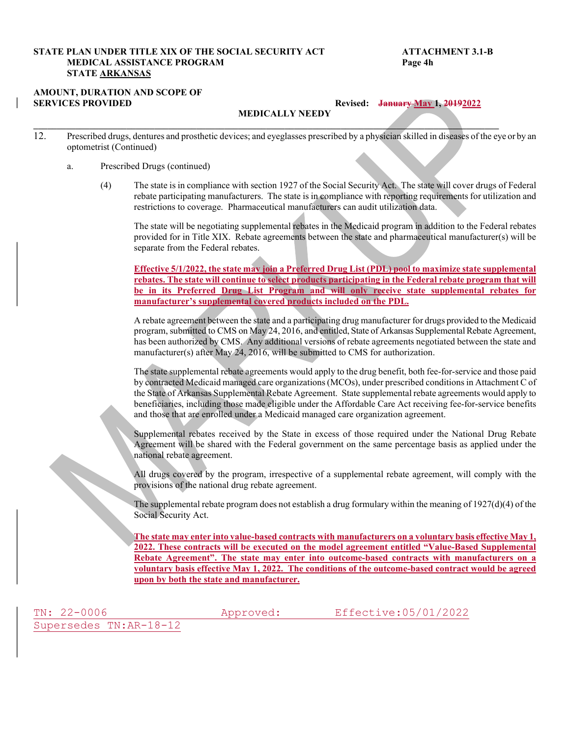**STATE PLAN UNDER TITLE XIX OF THE SOCIAL SECURITY ACT** **ATTACHMENT 3.1-B**
**MEDICAL ASSISTANCE PROGRAM** **Page 4h**
**STATE ARKANSAS**

**AMOUNT, DURATION AND SCOPE OF SERVICES PROVIDED** **Revised: ~~January~~ May 1, ~~2019~~2022**

**MEDICALLY NEEDY**

---

12. Prescribed drugs, dentures and prosthetic devices; and eyeglasses prescribed by a physician skilled in diseases of the eye or by an optometrist (Continued)

    a. Prescribed Drugs (continued)

        (4) The state is in compliance with section 1927 of the Social Security Act. The state will cover drugs of Federal rebate participating manufacturers. The state is in compliance with reporting requirements for utilization and restrictions to coverage. Pharmaceutical manufacturers can audit utilization data.

        The state will be negotiating supplemental rebates in the Medicaid program in addition to the Federal rebates provided for in Title XIX. Rebate agreements between the state and pharmaceutical manufacturer(s) will be separate from the Federal rebates.

        **Effective 5/1/2022, the state may join a Preferred Drug List (PDL) pool to maximize state supplemental rebates. The state will continue to select products participating in the Federal rebate program that will be in its Preferred Drug List Program and will only receive state supplemental rebates for manufacturer's supplemental covered products included on the PDL.**

        A rebate agreement between the state and a participating drug manufacturer for drugs provided to the Medicaid program, submitted to CMS on May 24, 2016, and entitled, State of Arkansas Supplemental Rebate Agreement, has been authorized by CMS. Any additional versions of rebate agreements negotiated between the state and manufacturer(s) after May 24, 2016, will be submitted to CMS for authorization.

        The state supplemental rebate agreements would apply to the drug benefit, both fee-for-service and those paid by contracted Medicaid managed care organizations (MCOs), under prescribed conditions in Attachment C of the State of Arkansas Supplemental Rebate Agreement. State supplemental rebate agreements would apply to beneficiaries, including those made eligible under the Affordable Care Act receiving fee-for-service benefits and those that are enrolled under a Medicaid managed care organization agreement.

        Supplemental rebates received by the State in excess of those required under the National Drug Rebate Agreement will be shared with the Federal government on the same percentage basis as applied under the national rebate agreement.

        All drugs covered by the program, irrespective of a supplemental rebate agreement, will comply with the provisions of the national drug rebate agreement.

        The supplemental rebate program does not establish a drug formulary within the meaning of 1927(d)(4) of the Social Security Act.

        **The state may enter into value-based contracts with manufacturers on a voluntary basis effective May 1, 2022. These contracts will be executed on the model agreement entitled "Value-Based Supplemental Rebate Agreement". The state may enter into outcome-based contracts with manufacturers on a voluntary basis effective May 1, 2022. The conditions of the outcome-based contract would be agreed upon by both the state and manufacturer.**

TN: 22-0006 Approved: Effective:05/01/2022
Supersedes TN:AR-18-12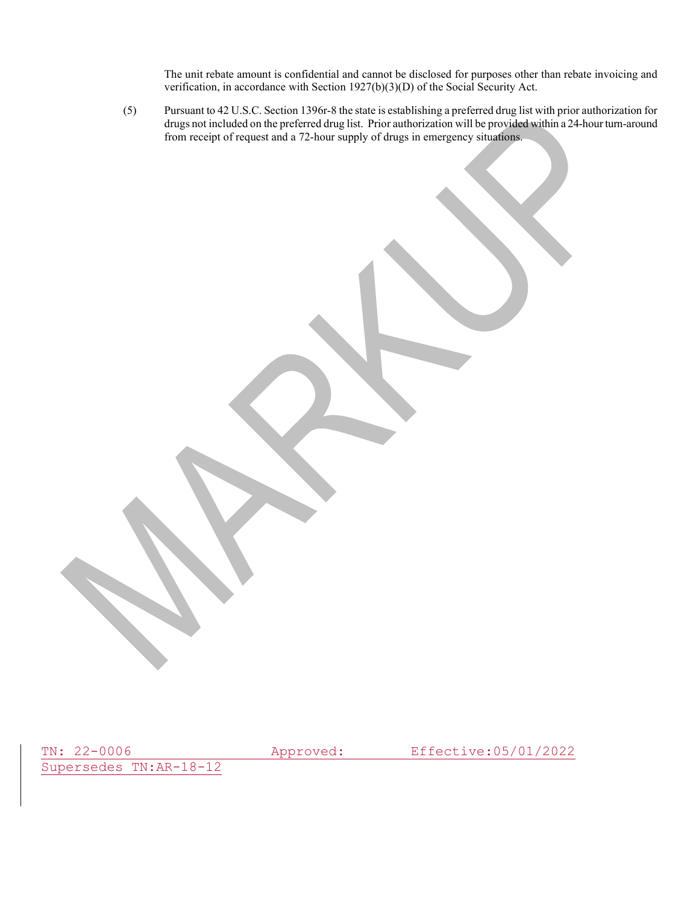The unit rebate amount is confidential and cannot be disclosed for purposes other than rebate invoicing and verification, in accordance with Section 1927(b)(3)(D) of the Social Security Act.

(5) Pursuant to 42 U.S.C. Section 1396r-8 the state is establishing a preferred drug list with prior authorization for drugs not included on the preferred drug list. Prior authorization will be provided within a 24-hour turn-around from receipt of request and a 72-hour supply of drugs in emergency situations.

TN: 22-0006 Approved: Effective:05/01/2022
Supersedes TN:AR-18-12